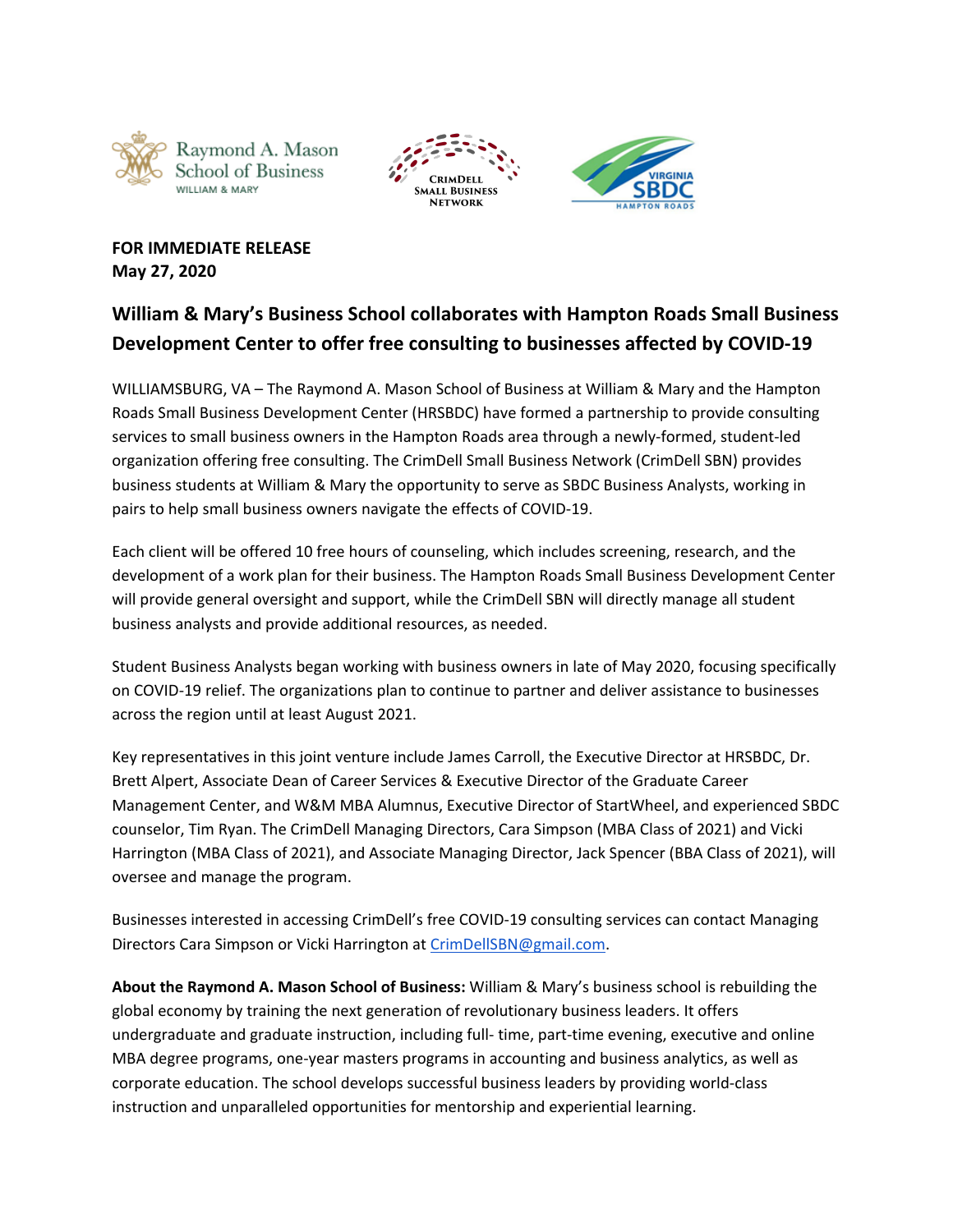**FOR IMMEDIATE RELEASE**
**May 27, 2020**

## William & Mary's Business School collaborates with Hampton Roads Small Business Development Center to offer free consulting to businesses affected by COVID-19

WILLIAMSBURG, VA – The Raymond A. Mason School of Business at William & Mary and the Hampton Roads Small Business Development Center (HRSBDC) have formed a partnership to provide consulting services to small business owners in the Hampton Roads area through a newly-formed, student-led organization offering free consulting. The CrimDell Small Business Network (CrimDell SBN) provides business students at William & Mary the opportunity to serve as SBDC Business Analysts, working in pairs to help small business owners navigate the effects of COVID-19.

Each client will be offered 10 free hours of counseling, which includes screening, research, and the development of a work plan for their business. The Hampton Roads Small Business Development Center will provide general oversight and support, while the CrimDell SBN will directly manage all student business analysts and provide additional resources, as needed.

Student Business Analysts began working with business owners in late of May 2020, focusing specifically on COVID-19 relief. The organizations plan to continue to partner and deliver assistance to businesses across the region until at least August 2021.

Key representatives in this joint venture include James Carroll, the Executive Director at HRSBDC, Dr. Brett Alpert, Associate Dean of Career Services & Executive Director of the Graduate Career Management Center, and W&M MBA Alumnus, Executive Director of StartWheel, and experienced SBDC counselor, Tim Ryan. The CrimDell Managing Directors, Cara Simpson (MBA Class of 2021) and Vicki Harrington (MBA Class of 2021), and Associate Managing Director, Jack Spencer (BBA Class of 2021), will oversee and manage the program.

Businesses interested in accessing CrimDell's free COVID-19 consulting services can contact Managing Directors Cara Simpson or Vicki Harrington at CrimDellSBN@gmail.com.

**About the Raymond A. Mason School of Business:** William & Mary's business school is rebuilding the global economy by training the next generation of revolutionary business leaders. It offers undergraduate and graduate instruction, including full- time, part-time evening, executive and online MBA degree programs, one-year masters programs in accounting and business analytics, as well as corporate education. The school develops successful business leaders by providing world-class instruction and unparalleled opportunities for mentorship and experiential learning.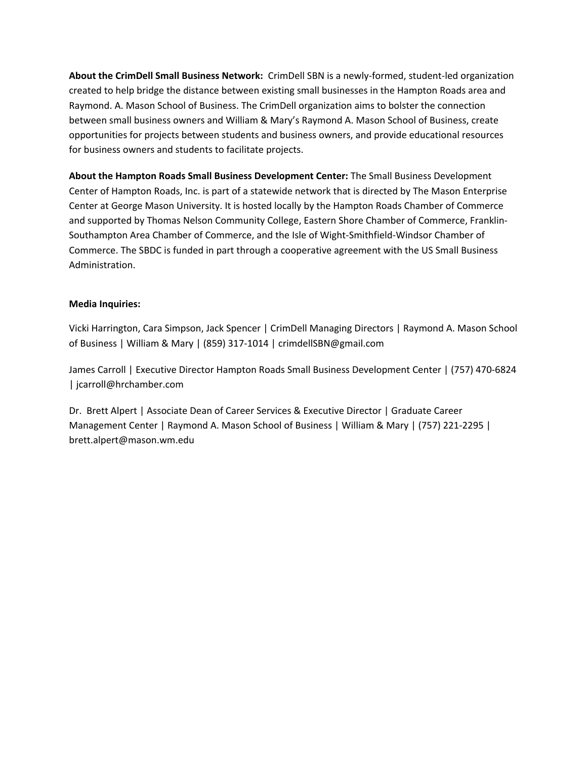**About the CrimDell Small Business Network:** CrimDell SBN is a newly-formed, student-led organization created to help bridge the distance between existing small businesses in the Hampton Roads area and Raymond. A. Mason School of Business. The CrimDell organization aims to bolster the connection between small business owners and William & Mary's Raymond A. Mason School of Business, create opportunities for projects between students and business owners, and provide educational resources for business owners and students to facilitate projects.

**About the Hampton Roads Small Business Development Center:** The Small Business Development Center of Hampton Roads, Inc. is part of a statewide network that is directed by The Mason Enterprise Center at George Mason University. It is hosted locally by the Hampton Roads Chamber of Commerce and supported by Thomas Nelson Community College, Eastern Shore Chamber of Commerce, Franklin-Southampton Area Chamber of Commerce, and the Isle of Wight-Smithfield-Windsor Chamber of Commerce. The SBDC is funded in part through a cooperative agreement with the US Small Business Administration.

**Media Inquiries:**

Vicki Harrington, Cara Simpson, Jack Spencer | CrimDell Managing Directors | Raymond A. Mason School of Business | William & Mary | (859) 317-1014 | crimdellSBN@gmail.com

James Carroll | Executive Director Hampton Roads Small Business Development Center | (757) 470-6824 | jcarroll@hrchamber.com

Dr. Brett Alpert | Associate Dean of Career Services & Executive Director | Graduate Career Management Center | Raymond A. Mason School of Business | William & Mary | (757) 221-2295 | brett.alpert@mason.wm.edu